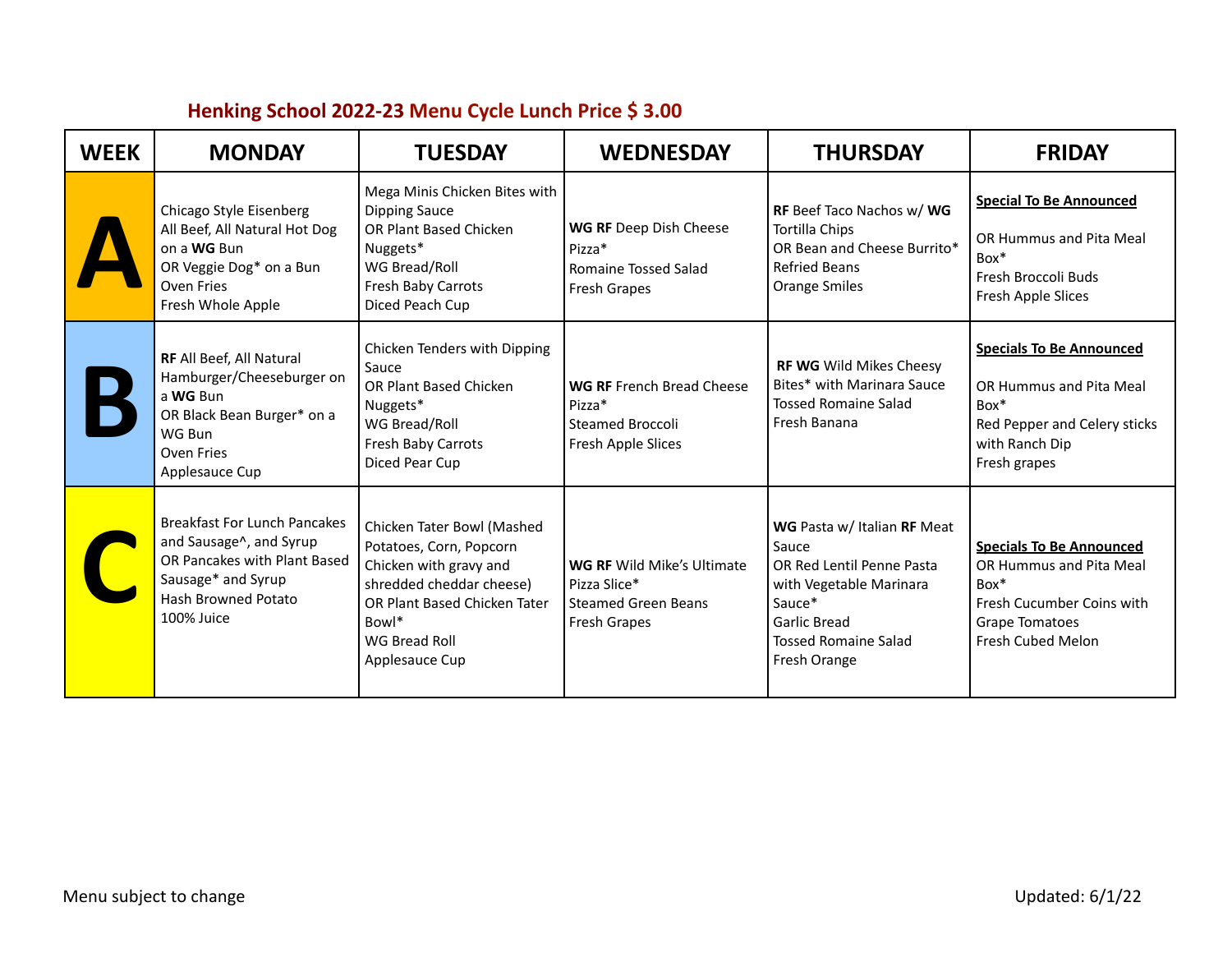# Henking School 2022-23 Menu Cycle Lunch Price $ 3.00

| WEEK | MONDAY | TUESDAY | WEDNESDAY | THURSDAY | FRIDAY |
|---|---|---|---|---|---|
| **A** | Chicago Style Eisenberg All Beef, All Natural Hot Dog on a **WG** Bun<br>OR Veggie Dog* on a Bun<br>Oven Fries<br>Fresh Whole Apple | Mega Minis Chicken Bites with Dipping Sauce<br>OR Plant Based Chicken Nuggets*<br>WG Bread/Roll<br>Fresh Baby Carrots<br>Diced Peach Cup | **WG RF** Deep Dish Cheese Pizza*<br>Romaine Tossed Salad<br>Fresh Grapes | **RF** Beef Taco Nachos w/ **WG** Tortilla Chips<br>OR Bean and Cheese Burrito*<br>Refried Beans<br>Orange Smiles | **Special To Be Announced**<br><br>OR Hummus and Pita Meal Box*<br>Fresh Broccoli Buds<br>Fresh Apple Slices |
| **B** | **RF** All Beef, All Natural Hamburger/Cheeseburger on a **WG** Bun<br>OR Black Bean Burger* on a WG Bun<br>Oven Fries<br>Applesauce Cup | Chicken Tenders with Dipping Sauce<br>OR Plant Based Chicken Nuggets*<br>WG Bread/Roll<br>Fresh Baby Carrots<br>Diced Pear Cup | **WG RF** French Bread Cheese Pizza*<br>Steamed Broccoli<br>Fresh Apple Slices | **RF WG** Wild Mikes Cheesy Bites* with Marinara Sauce<br>Tossed Romaine Salad<br>Fresh Banana | **Specials To Be Announced**<br><br>OR Hummus and Pita Meal Box*<br>Red Pepper and Celery sticks with Ranch Dip<br>Fresh grapes |
| **C** | Breakfast For Lunch Pancakes and Sausage^, and Syrup<br>OR Pancakes with Plant Based Sausage* and Syrup<br>Hash Browned Potato<br>100% Juice | Chicken Tater Bowl (Mashed Potatoes, Corn, Popcorn Chicken with gravy and shredded cheddar cheese)<br>OR Plant Based Chicken Tater Bowl*<br>WG Bread Roll<br>Applesauce Cup | **WG RF** Wild Mike's Ultimate Pizza Slice*<br>Steamed Green Beans<br>Fresh Grapes | **WG** Pasta w/ Italian **RF** Meat Sauce<br>OR Red Lentil Penne Pasta with Vegetable Marinara Sauce*<br>Garlic Bread<br>Tossed Romaine Salad<br>Fresh Orange | **Specials To Be Announced**<br>OR Hummus and Pita Meal Box*<br>Fresh Cucumber Coins with Grape Tomatoes<br>Fresh Cubed Melon |

Menu subject to change

Updated: 6/1/22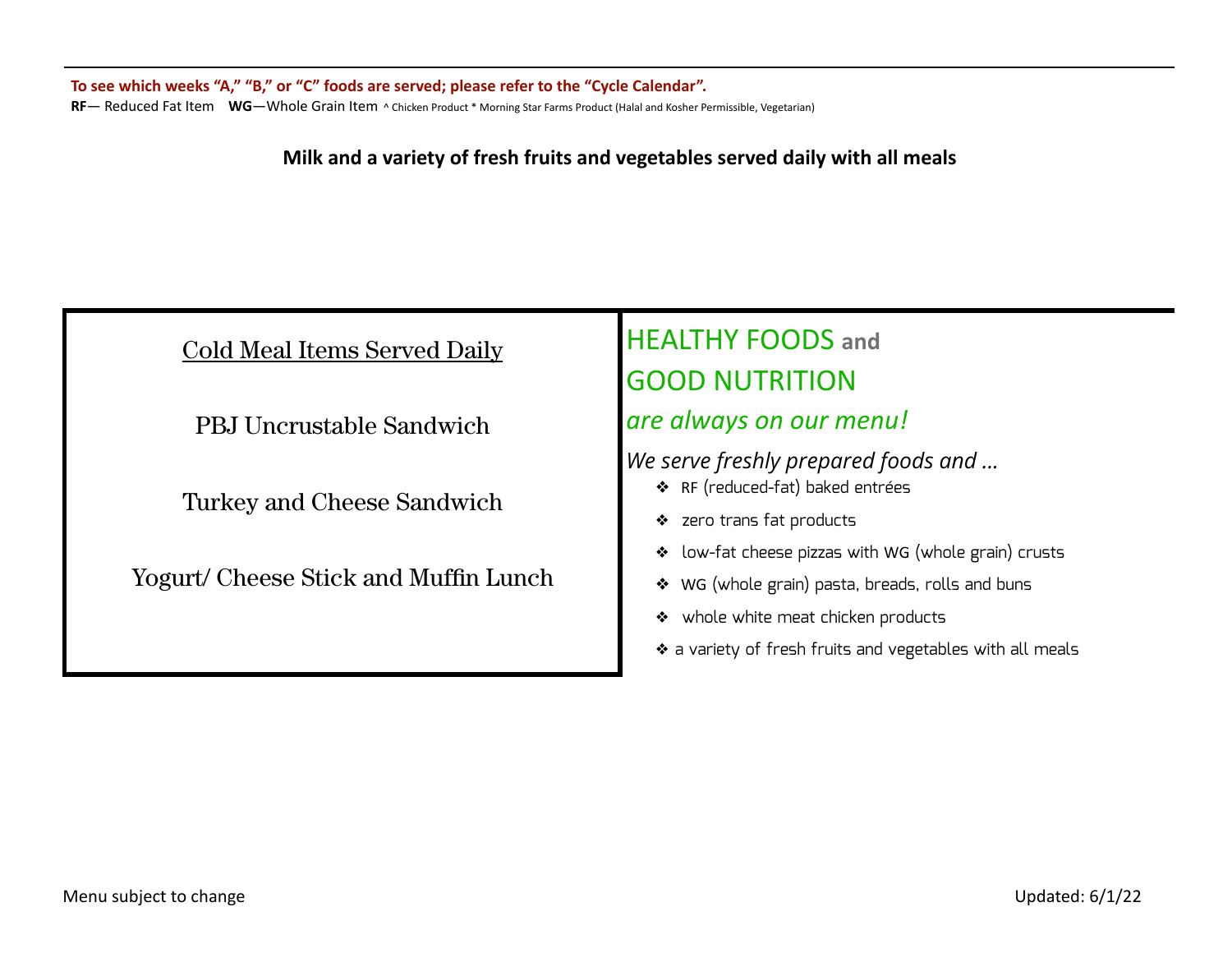**To see which weeks "A," "B," or "C" foods are served; please refer to the "Cycle Calendar".**

**RF**— Reduced Fat Item **WG**—Whole Grain Item ^ Chicken Product * Morning Star Farms Product (Halal and Kosher Permissible, Vegetarian)

**Milk and a variety of fresh fruits and vegetables served daily with all meals**

## Cold Meal Items Served Daily

PBJ Uncrustable Sandwich

Turkey and Cheese Sandwich

Yogurt/ Cheese Stick and Muffin Lunch

## HEALTHY FOODS and GOOD NUTRITION

*are always on our menu!*

*We serve freshly prepared foods and ...*

- RF (reduced-fat) baked entrées
- zero trans fat products
- low-fat cheese pizzas with WG (whole grain) crusts
- WG (whole grain) pasta, breads, rolls and buns
- whole white meat chicken products
- a variety of fresh fruits and vegetables with all meals

Menu subject to change

Updated: 6/1/22